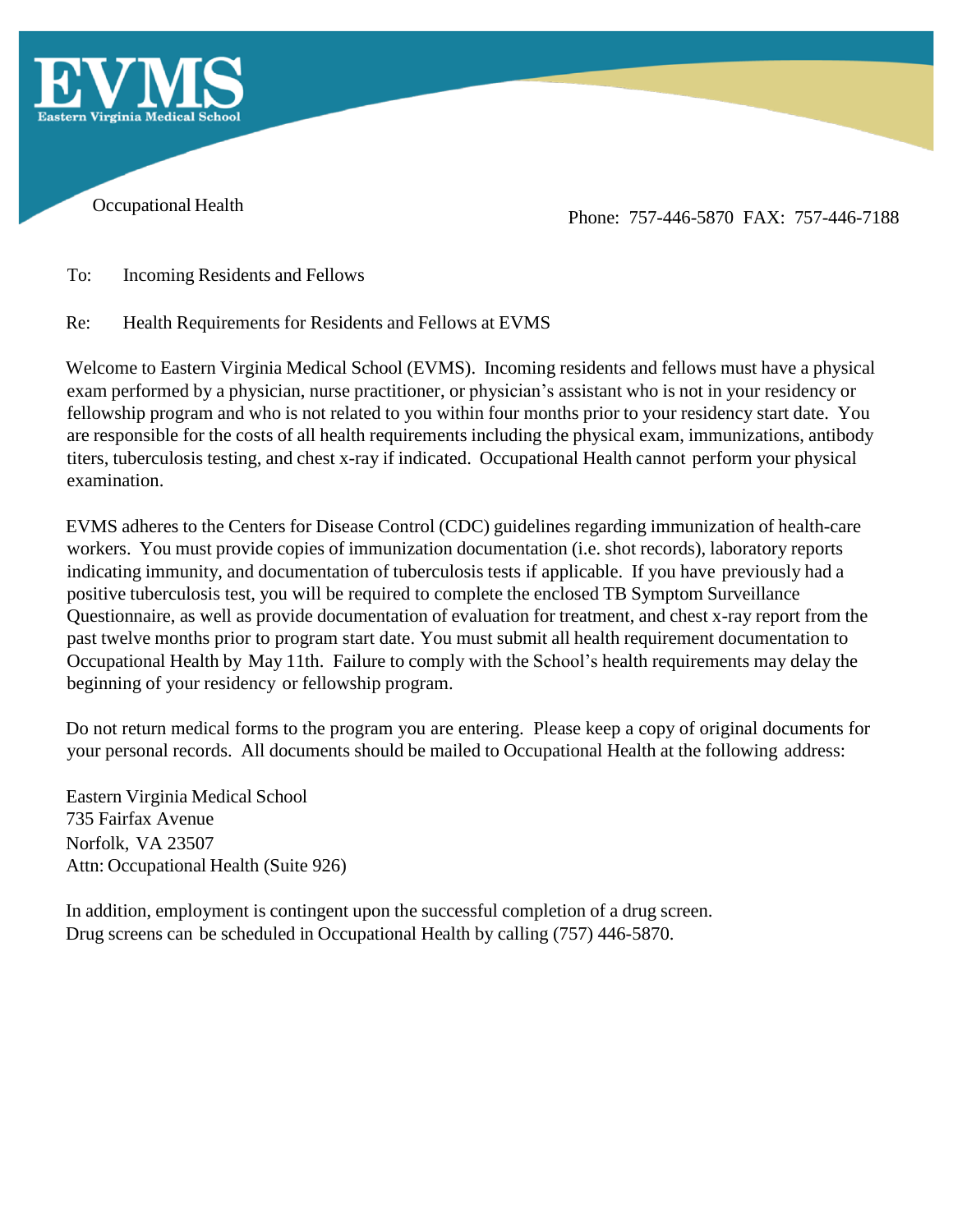**EVMS**
Eastern Virginia Medical School

Occupational Health

Phone: 757-446-5870 FAX: 757-446-7188

To: Incoming Residents and Fellows

Re: Health Requirements for Residents and Fellows at EVMS

Welcome to Eastern Virginia Medical School (EVMS). Incoming residents and fellows must have a physical exam performed by a physician, nurse practitioner, or physician's assistant who is not in your residency or fellowship program and who is not related to you within four months prior to your residency start date. You are responsible for the costs of all health requirements including the physical exam, immunizations, antibody titers, tuberculosis testing, and chest x-ray if indicated. Occupational Health cannot perform your physical examination.

EVMS adheres to the Centers for Disease Control (CDC) guidelines regarding immunization of health-care workers. You must provide copies of immunization documentation (i.e. shot records), laboratory reports indicating immunity, and documentation of tuberculosis tests if applicable. If you have previously had a positive tuberculosis test, you will be required to complete the enclosed TB Symptom Surveillance Questionnaire, as well as provide documentation of evaluation for treatment, and chest x-ray report from the past twelve months prior to program start date. You must submit all health requirement documentation to Occupational Health by May 11th. Failure to comply with the School's health requirements may delay the beginning of your residency or fellowship program.

Do not return medical forms to the program you are entering. Please keep a copy of original documents for your personal records. All documents should be mailed to Occupational Health at the following address:

Eastern Virginia Medical School
735 Fairfax Avenue
Norfolk, VA 23507
Attn: Occupational Health (Suite 926)

In addition, employment is contingent upon the successful completion of a drug screen.
Drug screens can be scheduled in Occupational Health by calling (757) 446-5870.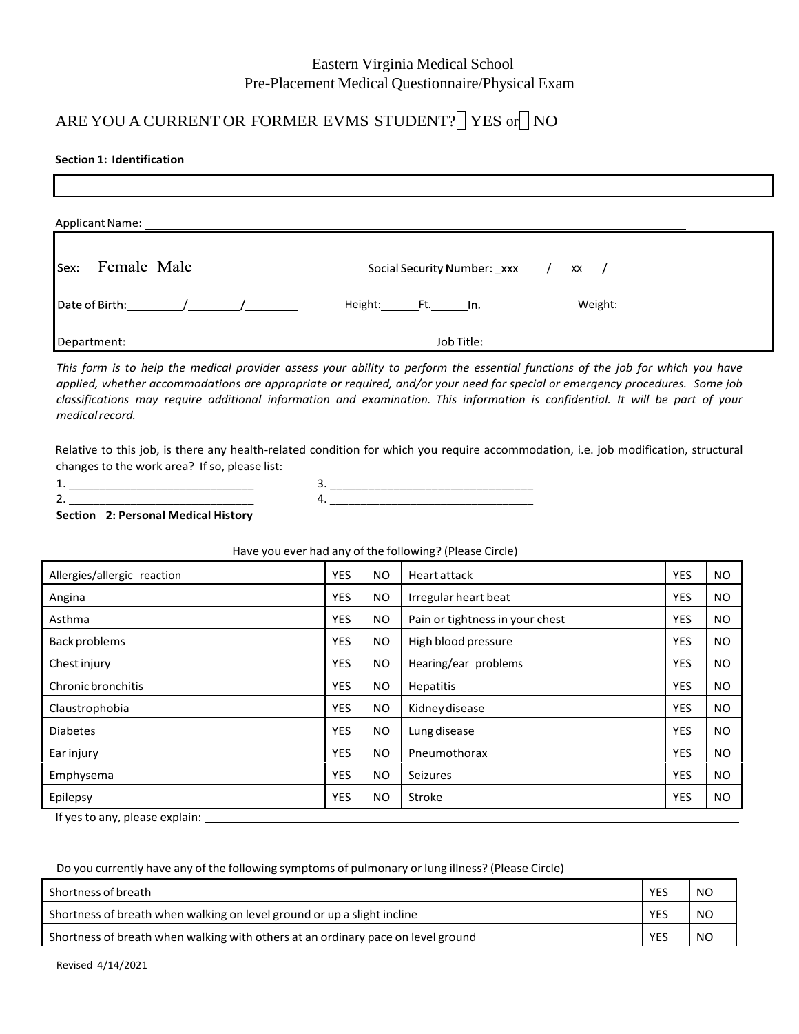Eastern Virginia Medical School
Pre-Placement Medical Questionnaire/Physical Exam

ARE YOU A CURRENT OR FORMER EVMS STUDENT? ☐ YES or ☐ NO

**Section 1: Identification**

Applicant Name: ____________________________________________

Sex: Female Male

Social Security Number: xxx / xx / ____________

Date of Birth: ______ / ______ / ______

Height: ______ Ft. ______ In.

Weight:

Department: ______________________________

Job Title: ______________________________

*This form is to help the medical provider assess your ability to perform the essential functions of the job for which you have applied, whether accommodations are appropriate or required, and/or your need for special or emergency procedures. Some job classifications may require additional information and examination. This information is confidential. It will be part of your medical record.*

Relative to this job, is there any health-related condition for which you require accommodation, i.e. job modification, structural changes to the work area? If so, please list:

1. ______________________________
2. ______________________________
3. ______________________________
4. ______________________________

**Section 2: Personal Medical History**

Have you ever had any of the following? (Please Circle)

| | | | | | |
|---|---|---|---|---|---|
| Allergies/allergic reaction | YES | NO | Heart attack | YES | NO |
| Angina | YES | NO | Irregular heart beat | YES | NO |
| Asthma | YES | NO | Pain or tightness in your chest | YES | NO |
| Back problems | YES | NO | High blood pressure | YES | NO |
| Chest injury | YES | NO | Hearing/ear problems | YES | NO |
| Chronic bronchitis | YES | NO | Hepatitis | YES | NO |
| Claustrophobia | YES | NO | Kidney disease | YES | NO |
| Diabetes | YES | NO | Lung disease | YES | NO |
| Ear injury | YES | NO | Pneumothorax | YES | NO |
| Emphysema | YES | NO | Seizures | YES | NO |
| Epilepsy | YES | NO | Stroke | YES | NO |

If yes to any, please explain: ____________________________________________

Do you currently have any of the following symptoms of pulmonary or lung illness? (Please Circle)

| | | |
|---|---|---|
| Shortness of breath | YES | NO |
| Shortness of breath when walking on level ground or up a slight incline | YES | NO |
| Shortness of breath when walking with others at an ordinary pace on level ground | YES | NO |

Revised 4/14/2021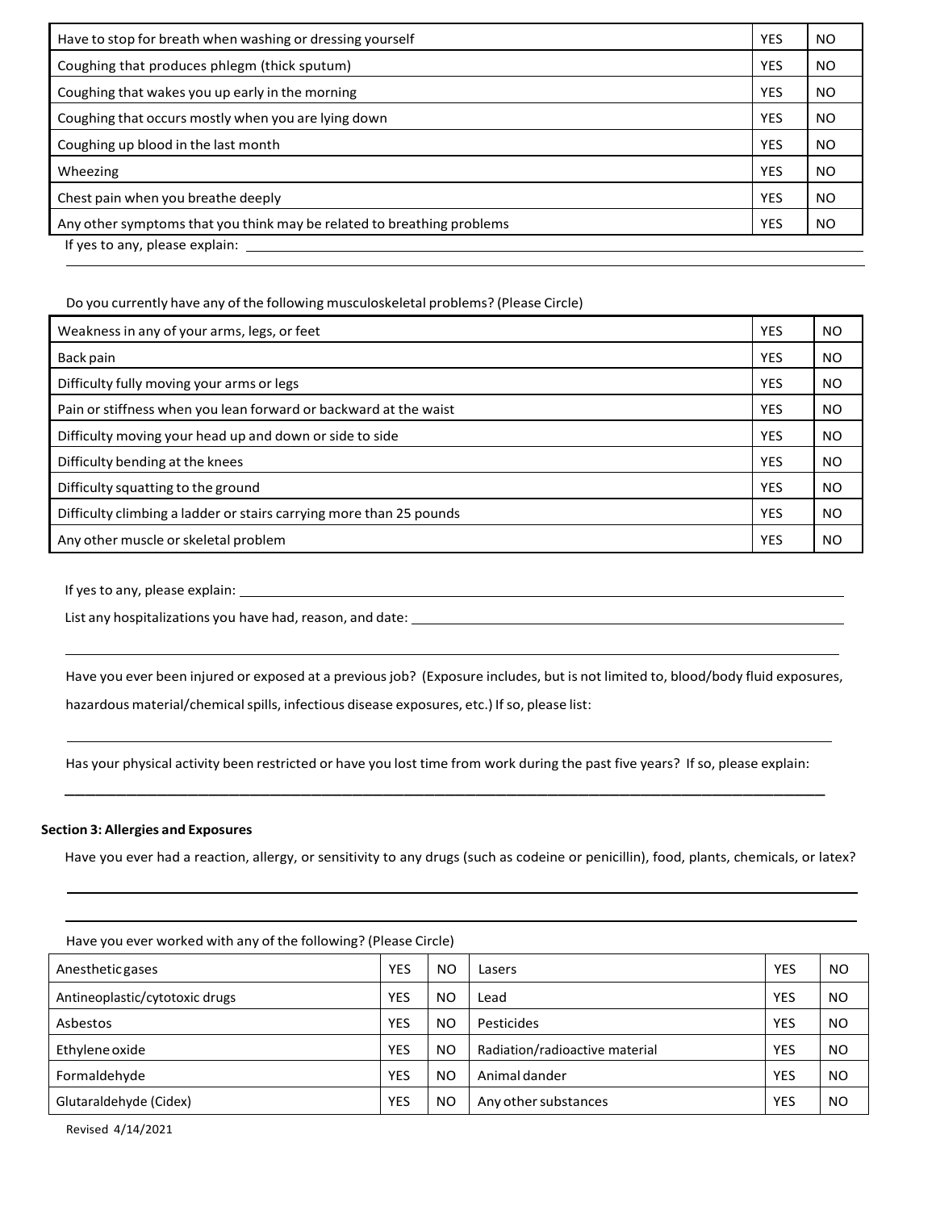| | | |
|---|---|---|
| Have to stop for breath when washing or dressing yourself | YES | NO |
| Coughing that produces phlegm (thick sputum) | YES | NO |
| Coughing that wakes you up early in the morning | YES | NO |
| Coughing that occurs mostly when you are lying down | YES | NO |
| Coughing up blood in the last month | YES | NO |
| Wheezing | YES | NO |
| Chest pain when you breathe deeply | YES | NO |
| Any other symptoms that you think may be related to breathing problems | YES | NO |

If yes to any, please explain: ______________________________________________

Do you currently have any of the following musculoskeletal problems? (Please Circle)

| | | |
|---|---|---|
| Weakness in any of your arms, legs, or feet | YES | NO |
| Back pain | YES | NO |
| Difficulty fully moving your arms or legs | YES | NO |
| Pain or stiffness when you lean forward or backward at the waist | YES | NO |
| Difficulty moving your head up and down or side to side | YES | NO |
| Difficulty bending at the knees | YES | NO |
| Difficulty squatting to the ground | YES | NO |
| Difficulty climbing a ladder or stairs carrying more than 25 pounds | YES | NO |
| Any other muscle or skeletal problem | YES | NO |

If yes to any, please explain: ______________________________________________

List any hospitalizations you have had, reason, and date: ______________________________________________

Have you ever been injured or exposed at a previous job? (Exposure includes, but is not limited to, blood/body fluid exposures, hazardous material/chemical spills, infectious disease exposures, etc.) If so, please list:

______________________________________________

Has your physical activity been restricted or have you lost time from work during the past five years? If so, please explain:

______________________________________________

**Section 3: Allergies and Exposures**

Have you ever had a reaction, allergy, or sensitivity to any drugs (such as codeine or penicillin), food, plants, chemicals, or latex?

______________________________________________

______________________________________________

Have you ever worked with any of the following? (Please Circle)

| | | | | | |
|---|---|---|---|---|---|
| Anesthetic gases | YES | NO | Lasers | YES | NO |
| Antineoplastic/cytotoxic drugs | YES | NO | Lead | YES | NO |
| Asbestos | YES | NO | Pesticides | YES | NO |
| Ethylene oxide | YES | NO | Radiation/radioactive material | YES | NO |
| Formaldehyde | YES | NO | Animal dander | YES | NO |
| Glutaraldehyde (Cidex) | YES | NO | Any other substances | YES | NO |

Revised 4/14/2021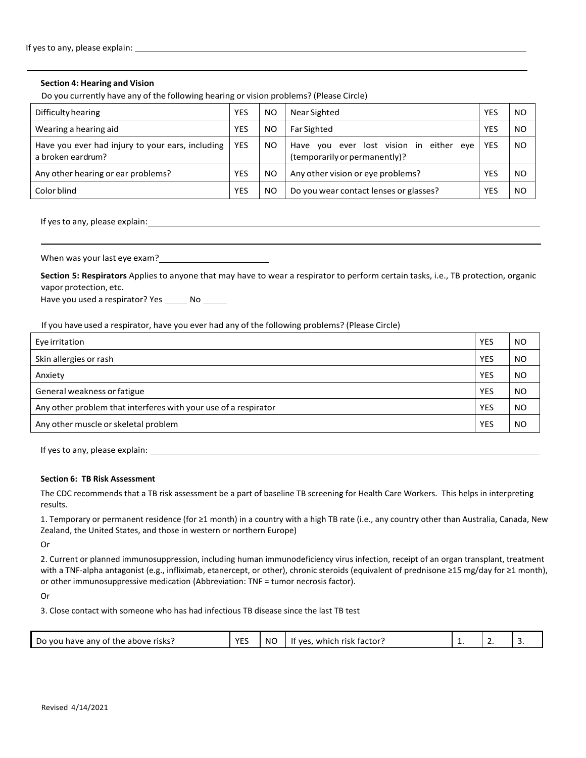If yes to any, please explain: ______________________________________________

______________________________________________

**Section 4: Hearing and Vision**

Do you currently have any of the following hearing or vision problems? (Please Circle)

| | | | | | |
|---|---|---|---|---|---|
| Difficulty hearing | YES | NO | Near Sighted | YES | NO |
| Wearing a hearing aid | YES | NO | Far Sighted | YES | NO |
| Have you ever had injury to your ears, including a broken eardrum? | YES | NO | Have you ever lost vision in either eye (temporarily or permanently)? | YES | NO |
| Any other hearing or ear problems? | YES | NO | Any other vision or eye problems? | YES | NO |
| Color blind | YES | NO | Do you wear contact lenses or glasses? | YES | NO |

If yes to any, please explain: ______________________________________________

______________________________________________

When was your last eye exam? ____________________

**Section 5: Respirators** Applies to anyone that may have to wear a respirator to perform certain tasks, i.e., TB protection, organic vapor protection, etc.

Have you used a respirator? Yes _____ No _____

If you have used a respirator, have you ever had any of the following problems? (Please Circle)

| | | |
|---|---|---|
| Eye irritation | YES | NO |
| Skin allergies or rash | YES | NO |
| Anxiety | YES | NO |
| General weakness or fatigue | YES | NO |
| Any other problem that interferes with your use of a respirator | YES | NO |
| Any other muscle or skeletal problem | YES | NO |

If yes to any, please explain: ______________________________________________

**Section 6: TB Risk Assessment**

The CDC recommends that a TB risk assessment be a part of baseline TB screening for Health Care Workers. This helps in interpreting results.

1. Temporary or permanent residence (for ≥1 month) in a country with a high TB rate (i.e., any country other than Australia, Canada, New Zealand, the United States, and those in western or northern Europe)

Or

2. Current or planned immunosuppression, including human immunodeficiency virus infection, receipt of an organ transplant, treatment with a TNF-alpha antagonist (e.g., infliximab, etanercept, or other), chronic steroids (equivalent of prednisone ≥15 mg/day for ≥1 month), or other immunosuppressive medication (Abbreviation: TNF = tumor necrosis factor).

Or

3. Close contact with someone who has had infectious TB disease since the last TB test

| | | | | | | |
|---|---|---|---|---|---|---|
| Do you have any of the above risks? | YES | NO | If yes, which risk factor? | 1. | 2. | 3. |

Revised 4/14/2021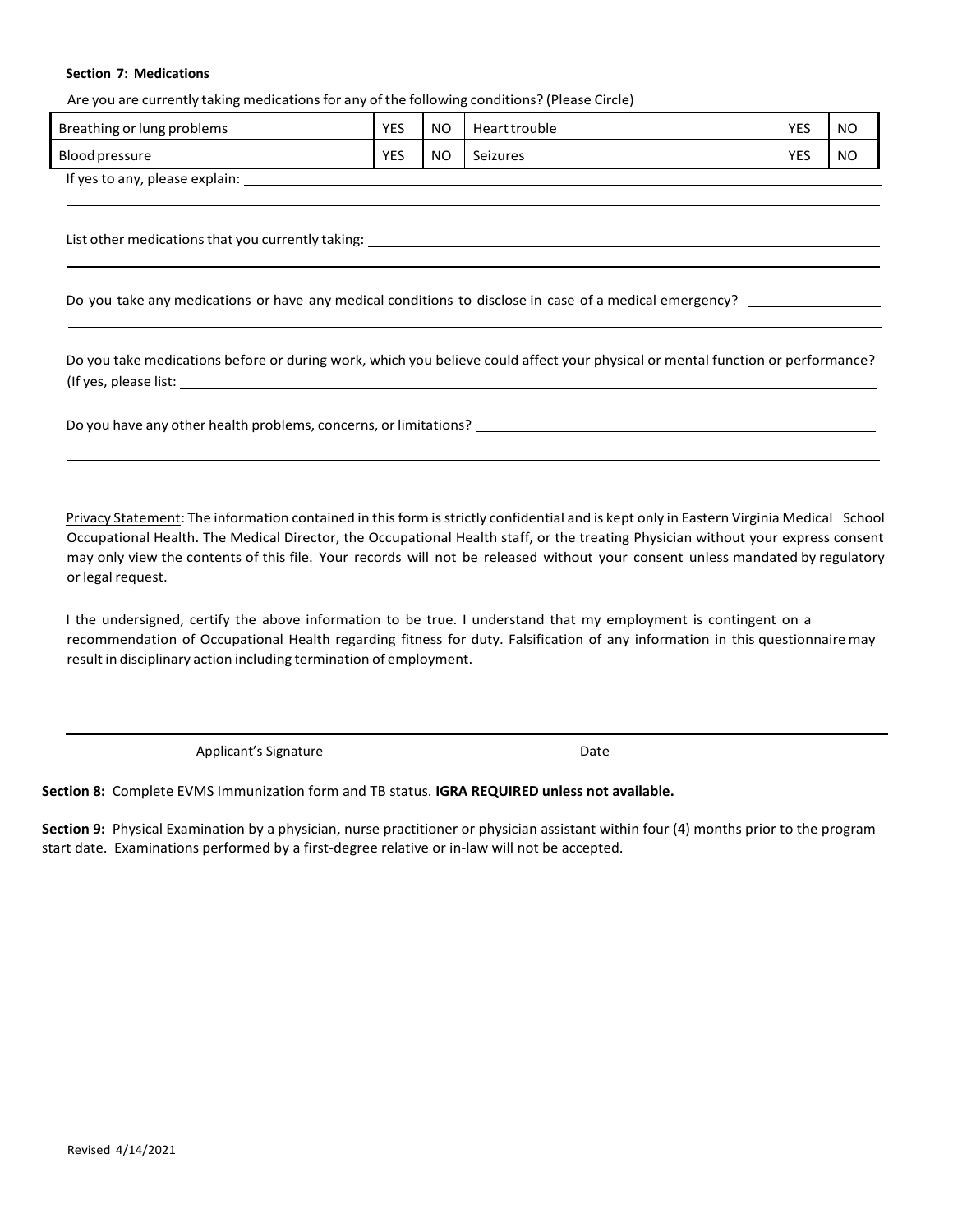**Section 7: Medications**

Are you are currently taking medications for any of the following conditions? (Please Circle)

| Breathing or lung problems | YES | NO | Heart trouble | YES | NO |
|---|---|---|---|---|---|
| Blood pressure | YES | NO | Seizures | YES | NO |

If yes to any, please explain: ______________________________________________

______________________________________________

List other medications that you currently taking: ______________________________________________

______________________________________________

Do you take any medications or have any medical conditions to disclose in case of a medical emergency? ______________

______________________________________________

Do you take medications before or during work, which you believe could affect your physical or mental function or performance? (If yes, please list: ______________________________________________

Do you have any other health problems, concerns, or limitations? ______________________________________________

______________________________________________

Privacy Statement: The information contained in this form is strictly confidential and is kept only in Eastern Virginia Medical School Occupational Health. The Medical Director, the Occupational Health staff, or the treating Physician without your express consent may only view the contents of this file. Your records will not be released without your consent unless mandated by regulatory or legal request.

I the undersigned, certify the above information to be true. I understand that my employment is contingent on a recommendation of Occupational Health regarding fitness for duty. Falsification of any information in this questionnaire may result in disciplinary action including termination of employment.

______________________________________________

Applicant's Signature                                        Date

**Section 8:** Complete EVMS Immunization form and TB status. **IGRA REQUIRED unless not available.**

**Section 9:** Physical Examination by a physician, nurse practitioner or physician assistant within four (4) months prior to the program start date. Examinations performed by a first-degree relative or in-law will not be accepted.

Revised 4/14/2021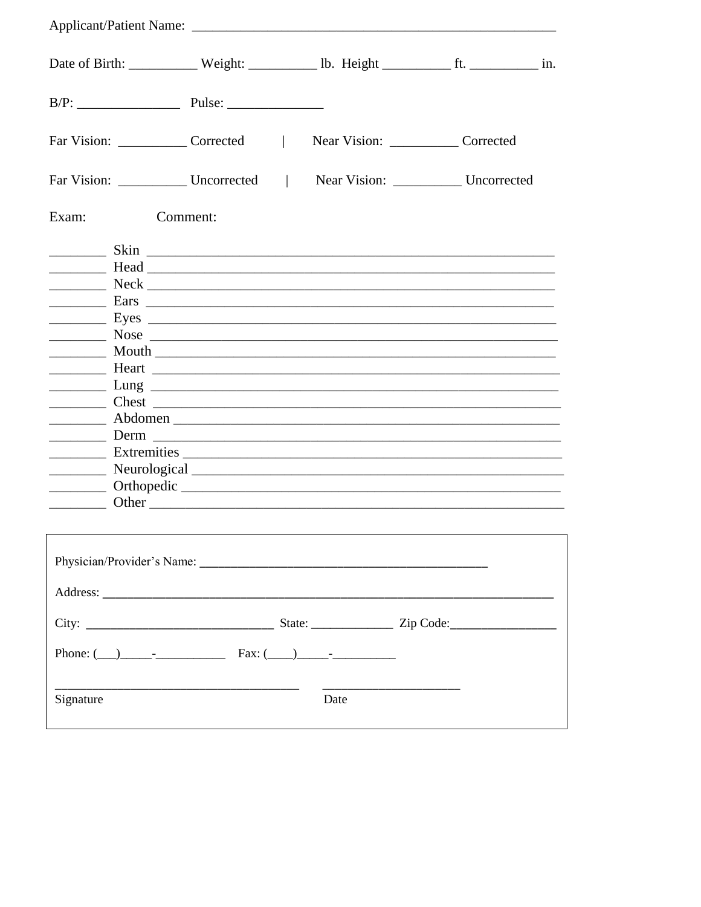Applicant/Patient Name: ______________________________________________________

Date of Birth: __________ Weight: __________ lb. Height __________ ft. __________ in.

B/P: _______________ Pulse: ______________

Far Vision: __________ Corrected | Near Vision: __________ Corrected

Far Vision: __________ Uncorrected | Near Vision: __________ Uncorrected

Exam: Comment:

________ Skin ____________________________________________________________

________ Head ____________________________________________________________

________ Neck ____________________________________________________________

________ Ears ____________________________________________________________

________ Eyes ____________________________________________________________

________ Nose ____________________________________________________________

________ Mouth ___________________________________________________________

________ Heart ____________________________________________________________

________ Lung ____________________________________________________________

________ Chest ____________________________________________________________

________ Abdomen _________________________________________________________

________ Derm ____________________________________________________________

________ Extremities _______________________________________________________

________ Neurological ______________________________________________________

________ Orthopedic _______________________________________________________

________ Other ____________________________________________________________

Physician/Provider's Name: ______________________________________________

Address: _________________________________________________________________

City: _____________________________ State: _____________ Zip Code: _________________

Phone: (___)_____-___________ Fax: (____)_____-__________

_____________________________________ ____________________

Signature Date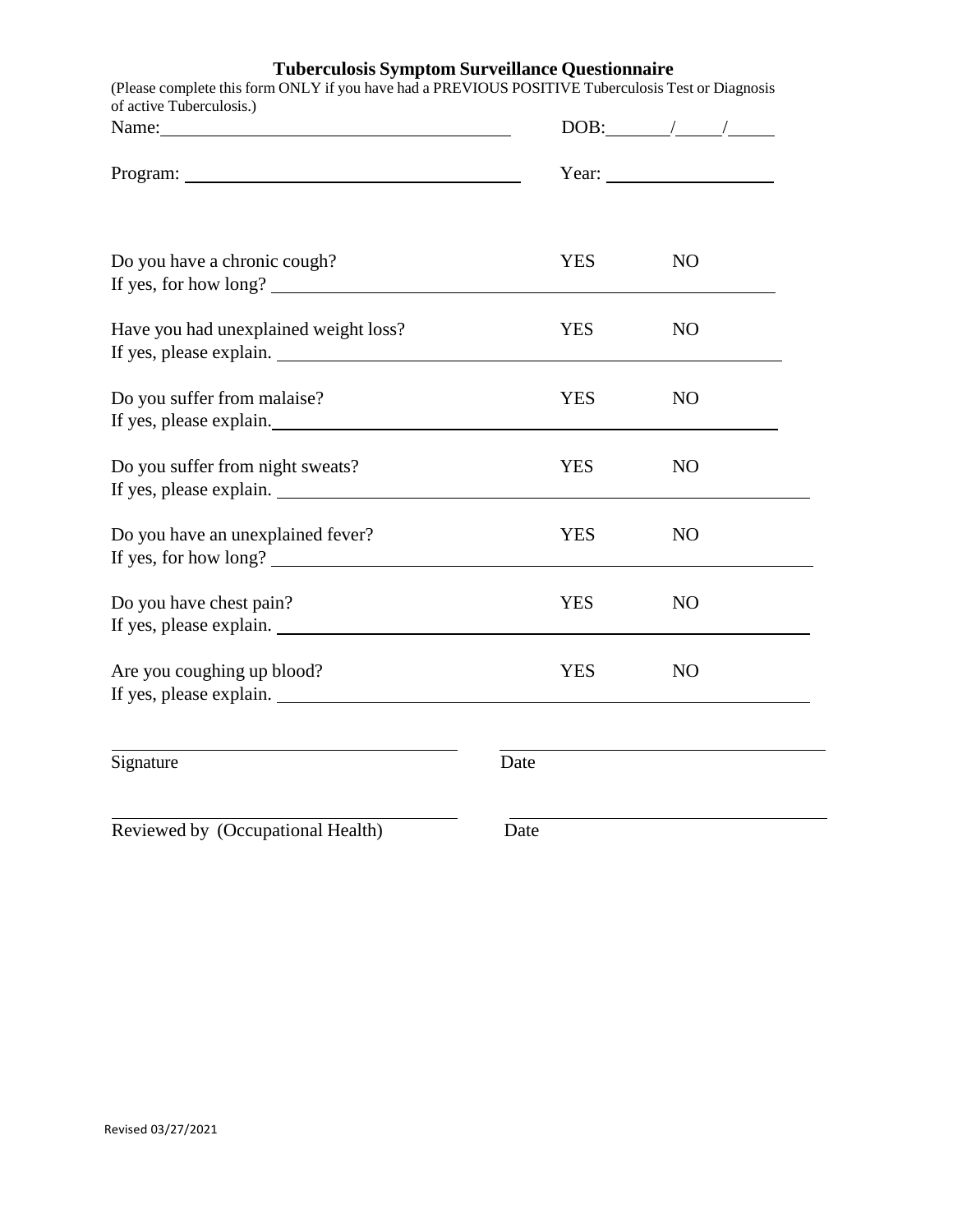# Tuberculosis Symptom Surveillance Questionnaire

(Please complete this form ONLY if you have had a PREVIOUS POSITIVE Tuberculosis Test or Diagnosis of active Tuberculosis.)

Name: ______________________________ DOB: ____/____/____

Program: ______________________________ Year: ______________

Do you have a chronic cough? YES NO
If yes, for how long? ______________________________

Have you had unexplained weight loss? YES NO
If yes, please explain. ______________________________

Do you suffer from malaise? YES NO
If yes, please explain. ______________________________

Do you suffer from night sweats? YES NO
If yes, please explain. ______________________________

Do you have an unexplained fever? YES NO
If yes, for how long? ______________________________

Do you have chest pain? YES NO
If yes, please explain. ______________________________

Are you coughing up blood? YES NO
If yes, please explain. ______________________________

______________________________ ______________________________
Signature Date

______________________________ ______________________________
Reviewed by (Occupational Health) Date

Revised 03/27/2021